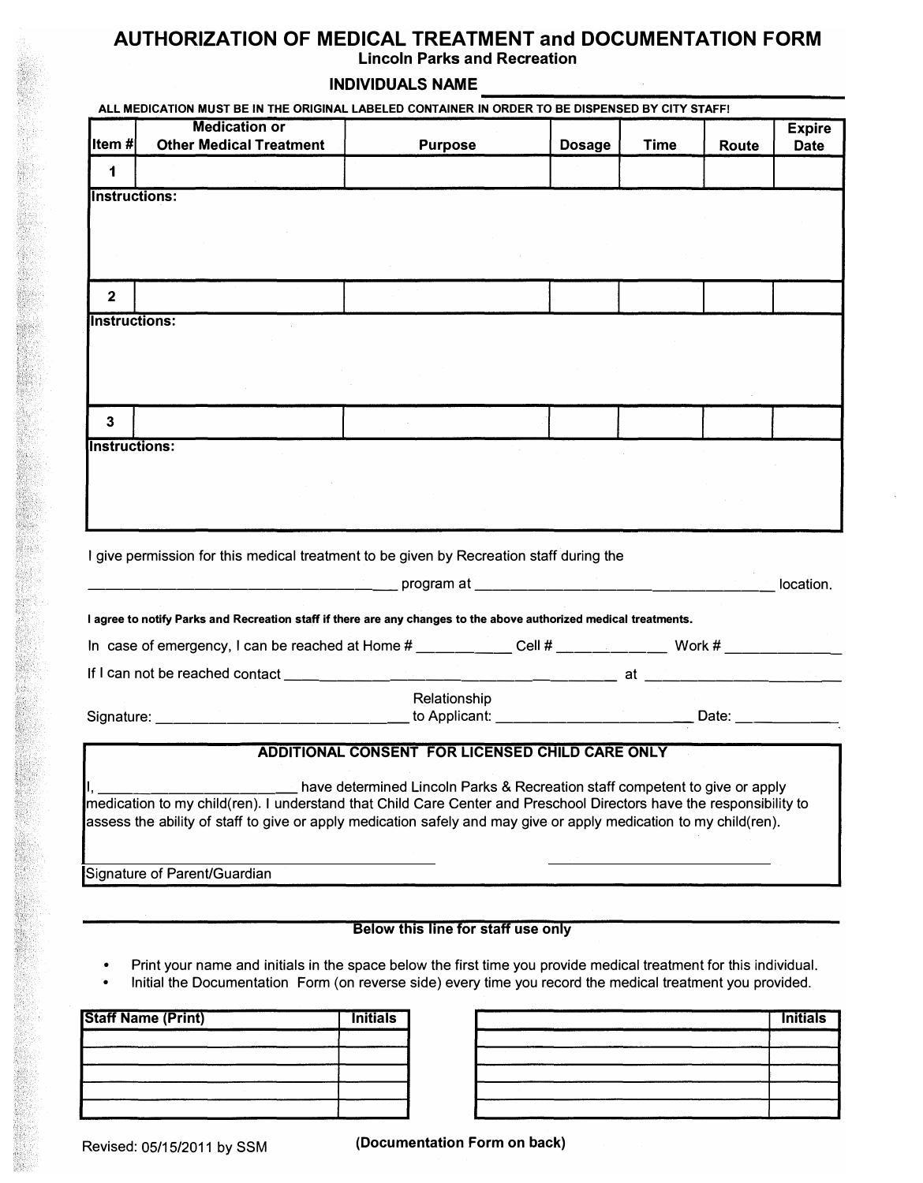# AUTHORIZATION OF MEDICAL TREATMENT and DOCUMENTATION FORM

**Lincoln Parks and Recreation**

**INDIVIDUALS NAME** ______________________

**ALL MEDICATION MUST BE IN THE ORIGINAL LABELED CONTAINER IN ORDER TO BE DISPENSED BY CITY STAFF!**

| Item # | Medication or Other Medical Treatment | Purpose | Dosage | Time | Route | Expire Date |
|---|---|---|---|---|---|---|
| 1 | | | | | | |
| **Instructions:** | | | | | | |
| 2 | | | | | | |
| **Instructions:** | | | | | | |
| 3 | | | | | | |
| **Instructions:** | | | | | | |

I give permission for this medical treatment to be given by Recreation staff during the

______________________________ program at ______________________________ location.

**I agree to notify Parks and Recreation staff if there are any changes to the above authorized medical treatments.**

In case of emergency, I can be reached at Home # __________ Cell # __________ Work # __________

If I can not be reached contact ______________________________ at ____________________

Signature: ________________________ Relationship to Applicant: ____________________ Date: __________

**ADDITIONAL CONSENT FOR LICENSED CHILD CARE ONLY**

I, ____________________ have determined Lincoln Parks & Recreation staff competent to give or apply medication to my child(ren). I understand that Child Care Center and Preschool Directors have the responsibility to assess the ability of staff to give or apply medication safely and may give or apply medication to my child(ren).

______________________________ ______________________________

Signature of Parent/Guardian

**Below this line for staff use only**

- Print your name and initials in the space below the first time you provide medical treatment for this individual.
- Initial the Documentation Form (on reverse side) every time you record the medical treatment you provided.

| Staff Name (Print) | Initials |
|---|---|
| | |
| | |
| | |
| | |

| | Initials |
|---|---|
| | |
| | |
| | |
| | |

Revised: 05/15/2011 by SSM

**(Documentation Form on back)**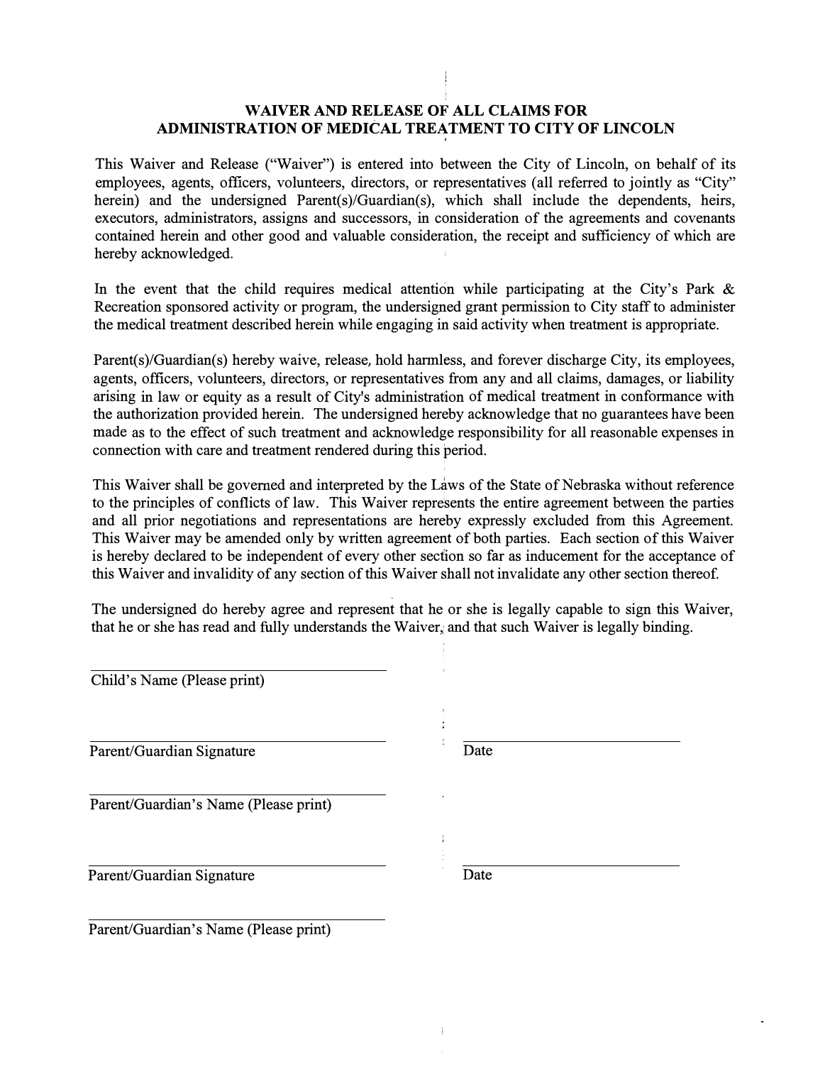## WAIVER AND RELEASE OF ALL CLAIMS FOR ADMINISTRATION OF MEDICAL TREATMENT TO CITY OF LINCOLN

This Waiver and Release ("Waiver") is entered into between the City of Lincoln, on behalf of its employees, agents, officers, volunteers, directors, or representatives (all referred to jointly as "City" herein) and the undersigned Parent(s)/Guardian(s), which shall include the dependents, heirs, executors, administrators, assigns and successors, in consideration of the agreements and covenants contained herein and other good and valuable consideration, the receipt and sufficiency of which are hereby acknowledged.

In the event that the child requires medical attention while participating at the City's Park & Recreation sponsored activity or program, the undersigned grant permission to City staff to administer the medical treatment described herein while engaging in said activity when treatment is appropriate.

Parent(s)/Guardian(s) hereby waive, release, hold harmless, and forever discharge City, its employees, agents, officers, volunteers, directors, or representatives from any and all claims, damages, or liability arising in law or equity as a result of City's administration of medical treatment in conformance with the authorization provided herein. The undersigned hereby acknowledge that no guarantees have been made as to the effect of such treatment and acknowledge responsibility for all reasonable expenses in connection with care and treatment rendered during this period.

This Waiver shall be governed and interpreted by the Laws of the State of Nebraska without reference to the principles of conflicts of law. This Waiver represents the entire agreement between the parties and all prior negotiations and representations are hereby expressly excluded from this Agreement. This Waiver may be amended only by written agreement of both parties. Each section of this Waiver is hereby declared to be independent of every other section so far as inducement for the acceptance of this Waiver and invalidity of any section of this Waiver shall not invalidate any other section thereof.

The undersigned do hereby agree and represent that he or she is legally capable to sign this Waiver, that he or she has read and fully understands the Waiver, and that such Waiver is legally binding.

______________________________
Child's Name (Please print)

______________________________ ______________________
Parent/Guardian Signature Date

______________________________
Parent/Guardian's Name (Please print)

______________________________ ______________________
Parent/Guardian Signature Date

______________________________
Parent/Guardian's Name (Please print)